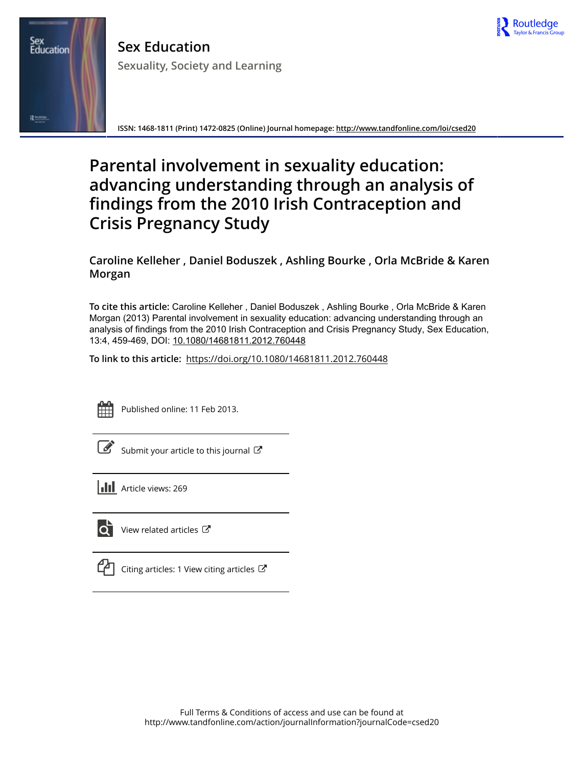# Sex Education

Sexuality, Society and Learning

ISSN: 1468-1811 (Print) 1472-0825 (Online) Journal homepage: http://www.tandfonline.com/loi/csed20

# Parental involvement in sexuality education: advancing understanding through an analysis of findings from the 2010 Irish Contraception and Crisis Pregnancy Study

**Caroline Kelleher , Daniel Boduszek , Ashling Bourke , Orla McBride & Karen Morgan**

**To cite this article:** Caroline Kelleher , Daniel Boduszek , Ashling Bourke , Orla McBride & Karen Morgan (2013) Parental involvement in sexuality education: advancing understanding through an analysis of findings from the 2010 Irish Contraception and Crisis Pregnancy Study, Sex Education, 13:4, 459-469, DOI: 10.1080/14681811.2012.760448

**To link to this article:** https://doi.org/10.1080/14681811.2012.760448

Published online: 11 Feb 2013.

Submit your article to this journal

Article views: 269

View related articles

Citing articles: 1 View citing articles

Full Terms & Conditions of access and use can be found at
http://www.tandfonline.com/action/journalInformation?journalCode=csed20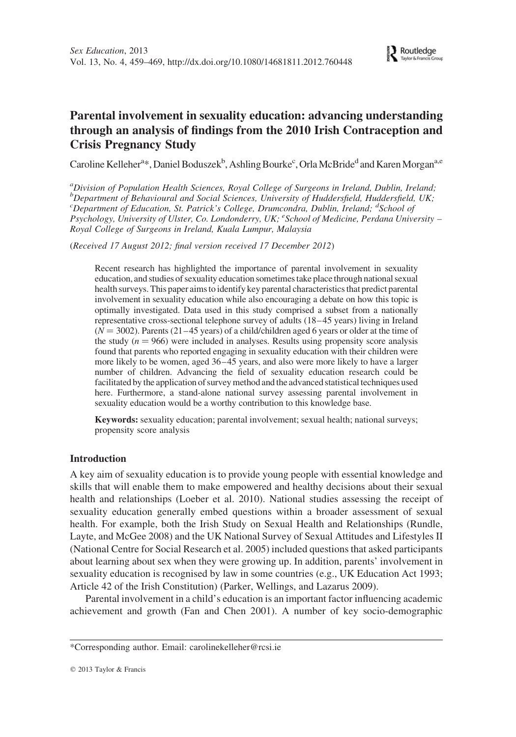# Parental involvement in sexuality education: advancing understanding through an analysis of findings from the 2010 Irish Contraception and Crisis Pregnancy Study

Caroline Kelleher[a]*, Daniel Boduszek[b], Ashling Bourke[c], Orla McBride[d] and Karen Morgan[a,e]

[a]Division of Population Health Sciences, Royal College of Surgeons in Ireland, Dublin, Ireland; [b]Department of Behavioural and Social Sciences, University of Huddersfield, Huddersfield, UK; [c]Department of Education, St. Patrick's College, Drumcondra, Dublin, Ireland; [d]School of Psychology, University of Ulster, Co. Londonderry, UK; [e]School of Medicine, Perdana University – Royal College of Surgeons in Ireland, Kuala Lumpur, Malaysia

(*Received 17 August 2012; final version received 17 December 2012*)

Recent research has highlighted the importance of parental involvement in sexuality education, and studies of sexuality education sometimes take place through national sexual health surveys. This paper aims to identify key parental characteristics that predict parental involvement in sexuality education while also encouraging a debate on how this topic is optimally investigated. Data used in this study comprised a subset from a nationally representative cross-sectional telephone survey of adults (18–45 years) living in Ireland ($N = 3002$). Parents (21–45 years) of a child/children aged 6 years or older at the time of the study ($n = 966$) were included in analyses. Results using propensity score analysis found that parents who reported engaging in sexuality education with their children were more likely to be women, aged 36–45 years, and also were more likely to have a larger number of children. Advancing the field of sexuality education research could be facilitated by the application of survey method and the advanced statistical techniques used here. Furthermore, a stand-alone national survey assessing parental involvement in sexuality education would be a worthy contribution to this knowledge base.

**Keywords:** sexuality education; parental involvement; sexual health; national surveys; propensity score analysis

## Introduction

A key aim of sexuality education is to provide young people with essential knowledge and skills that will enable them to make empowered and healthy decisions about their sexual health and relationships (Loeber et al. 2010). National studies assessing the receipt of sexuality education generally embed questions within a broader assessment of sexual health. For example, both the Irish Study on Sexual Health and Relationships (Rundle, Layte, and McGee 2008) and the UK National Survey of Sexual Attitudes and Lifestyles II (National Centre for Social Research et al. 2005) included questions that asked participants about learning about sex when they were growing up. In addition, parents' involvement in sexuality education is recognised by law in some countries (e.g., UK Education Act 1993; Article 42 of the Irish Constitution) (Parker, Wellings, and Lazarus 2009).

Parental involvement in a child's education is an important factor influencing academic achievement and growth (Fan and Chen 2001). A number of key socio-demographic

*Corresponding author. Email: carolinekelleher@rcsi.ie

© 2013 Taylor & Francis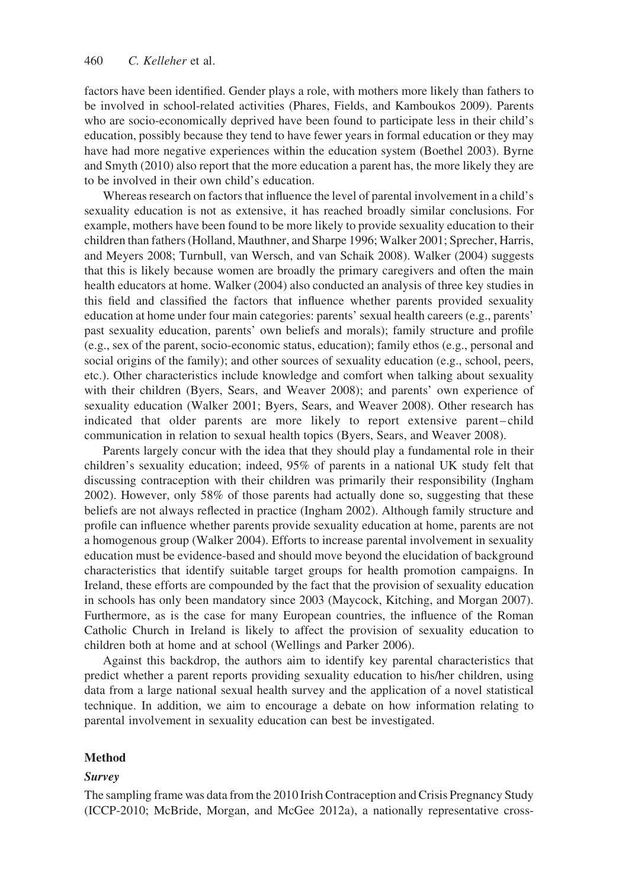factors have been identified. Gender plays a role, with mothers more likely than fathers to be involved in school-related activities (Phares, Fields, and Kamboukos 2009). Parents who are socio-economically deprived have been found to participate less in their child's education, possibly because they tend to have fewer years in formal education or they may have had more negative experiences within the education system (Boethel 2003). Byrne and Smyth (2010) also report that the more education a parent has, the more likely they are to be involved in their own child's education.

Whereas research on factors that influence the level of parental involvement in a child's sexuality education is not as extensive, it has reached broadly similar conclusions. For example, mothers have been found to be more likely to provide sexuality education to their children than fathers (Holland, Mauthner, and Sharpe 1996; Walker 2001; Sprecher, Harris, and Meyers 2008; Turnbull, van Wersch, and van Schaik 2008). Walker (2004) suggests that this is likely because women are broadly the primary caregivers and often the main health educators at home. Walker (2004) also conducted an analysis of three key studies in this field and classified the factors that influence whether parents provided sexuality education at home under four main categories: parents' sexual health careers (e.g., parents' past sexuality education, parents' own beliefs and morals); family structure and profile (e.g., sex of the parent, socio-economic status, education); family ethos (e.g., personal and social origins of the family); and other sources of sexuality education (e.g., school, peers, etc.). Other characteristics include knowledge and comfort when talking about sexuality with their children (Byers, Sears, and Weaver 2008); and parents' own experience of sexuality education (Walker 2001; Byers, Sears, and Weaver 2008). Other research has indicated that older parents are more likely to report extensive parent–child communication in relation to sexual health topics (Byers, Sears, and Weaver 2008).

Parents largely concur with the idea that they should play a fundamental role in their children's sexuality education; indeed, 95% of parents in a national UK study felt that discussing contraception with their children was primarily their responsibility (Ingham 2002). However, only 58% of those parents had actually done so, suggesting that these beliefs are not always reflected in practice (Ingham 2002). Although family structure and profile can influence whether parents provide sexuality education at home, parents are not a homogenous group (Walker 2004). Efforts to increase parental involvement in sexuality education must be evidence-based and should move beyond the elucidation of background characteristics that identify suitable target groups for health promotion campaigns. In Ireland, these efforts are compounded by the fact that the provision of sexuality education in schools has only been mandatory since 2003 (Maycock, Kitching, and Morgan 2007). Furthermore, as is the case for many European countries, the influence of the Roman Catholic Church in Ireland is likely to affect the provision of sexuality education to children both at home and at school (Wellings and Parker 2006).

Against this backdrop, the authors aim to identify key parental characteristics that predict whether a parent reports providing sexuality education to his/her children, using data from a large national sexual health survey and the application of a novel statistical technique. In addition, we aim to encourage a debate on how information relating to parental involvement in sexuality education can best be investigated.

## Method

### *Survey*

The sampling frame was data from the 2010 Irish Contraception and Crisis Pregnancy Study (ICCP-2010; McBride, Morgan, and McGee 2012a), a nationally representative cross-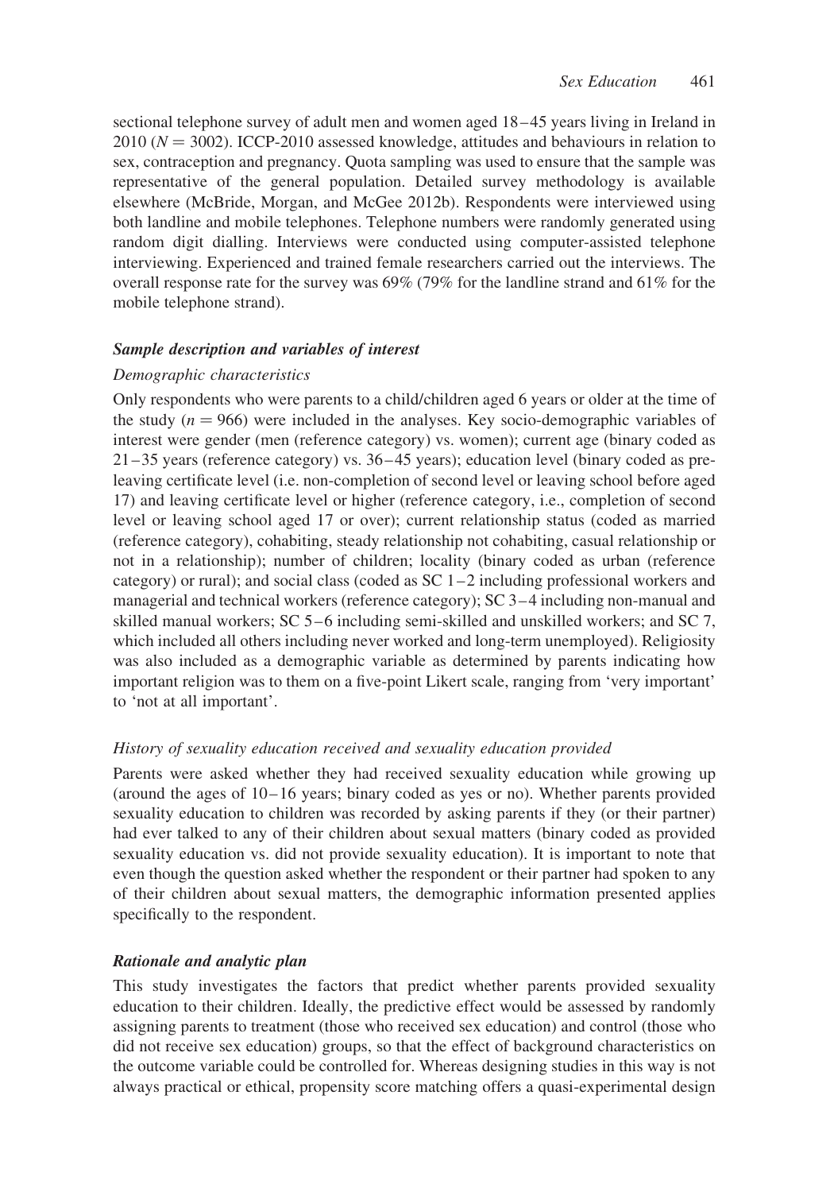sectional telephone survey of adult men and women aged 18–45 years living in Ireland in 2010 ($N = 3002$). ICCP-2010 assessed knowledge, attitudes and behaviours in relation to sex, contraception and pregnancy. Quota sampling was used to ensure that the sample was representative of the general population. Detailed survey methodology is available elsewhere (McBride, Morgan, and McGee 2012b). Respondents were interviewed using both landline and mobile telephones. Telephone numbers were randomly generated using random digit dialling. Interviews were conducted using computer-assisted telephone interviewing. Experienced and trained female researchers carried out the interviews. The overall response rate for the survey was 69% (79% for the landline strand and 61% for the mobile telephone strand).

### *Sample description and variables of interest*

#### *Demographic characteristics*

Only respondents who were parents to a child/children aged 6 years or older at the time of the study ($n = 966$) were included in the analyses. Key socio-demographic variables of interest were gender (men (reference category) vs. women); current age (binary coded as 21–35 years (reference category) vs. 36–45 years); education level (binary coded as pre-leaving certificate level (i.e. non-completion of second level or leaving school before aged 17) and leaving certificate level or higher (reference category, i.e., completion of second level or leaving school aged 17 or over); current relationship status (coded as married (reference category), cohabiting, steady relationship not cohabiting, casual relationship or not in a relationship); number of children; locality (binary coded as urban (reference category) or rural); and social class (coded as SC 1–2 including professional workers and managerial and technical workers (reference category); SC 3–4 including non-manual and skilled manual workers; SC 5–6 including semi-skilled and unskilled workers; and SC 7, which included all others including never worked and long-term unemployed). Religiosity was also included as a demographic variable as determined by parents indicating how important religion was to them on a five-point Likert scale, ranging from 'very important' to 'not at all important'.

#### *History of sexuality education received and sexuality education provided*

Parents were asked whether they had received sexuality education while growing up (around the ages of 10–16 years; binary coded as yes or no). Whether parents provided sexuality education to children was recorded by asking parents if they (or their partner) had ever talked to any of their children about sexual matters (binary coded as provided sexuality education vs. did not provide sexuality education). It is important to note that even though the question asked whether the respondent or their partner had spoken to any of their children about sexual matters, the demographic information presented applies specifically to the respondent.

### *Rationale and analytic plan*

This study investigates the factors that predict whether parents provided sexuality education to their children. Ideally, the predictive effect would be assessed by randomly assigning parents to treatment (those who received sex education) and control (those who did not receive sex education) groups, so that the effect of background characteristics on the outcome variable could be controlled for. Whereas designing studies in this way is not always practical or ethical, propensity score matching offers a quasi-experimental design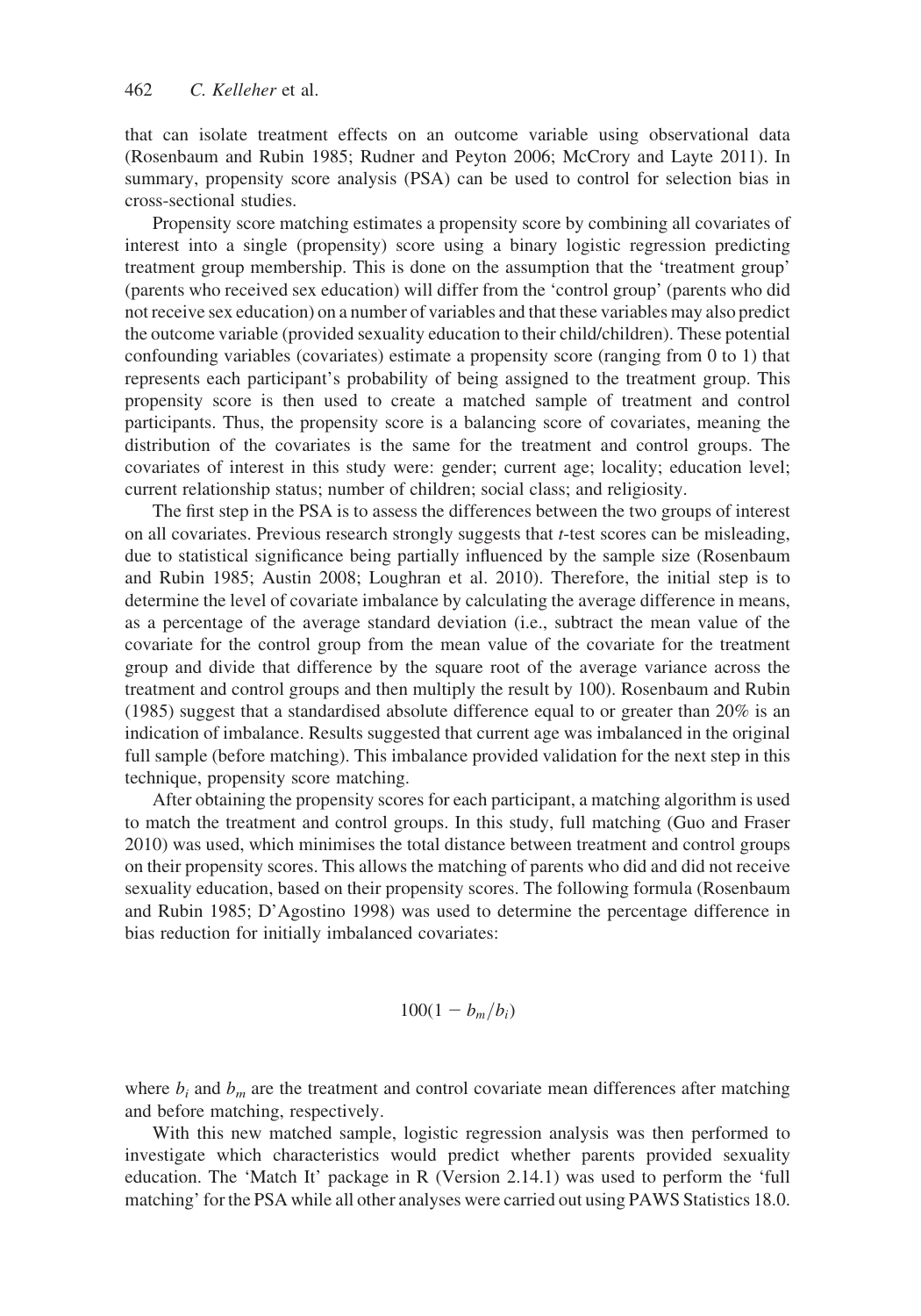that can isolate treatment effects on an outcome variable using observational data (Rosenbaum and Rubin 1985; Rudner and Peyton 2006; McCrory and Layte 2011). In summary, propensity score analysis (PSA) can be used to control for selection bias in cross-sectional studies.

Propensity score matching estimates a propensity score by combining all covariates of interest into a single (propensity) score using a binary logistic regression predicting treatment group membership. This is done on the assumption that the 'treatment group' (parents who received sex education) will differ from the 'control group' (parents who did not receive sex education) on a number of variables and that these variables may also predict the outcome variable (provided sexuality education to their child/children). These potential confounding variables (covariates) estimate a propensity score (ranging from 0 to 1) that represents each participant's probability of being assigned to the treatment group. This propensity score is then used to create a matched sample of treatment and control participants. Thus, the propensity score is a balancing score of covariates, meaning the distribution of the covariates is the same for the treatment and control groups. The covariates of interest in this study were: gender; current age; locality; education level; current relationship status; number of children; social class; and religiosity.

The first step in the PSA is to assess the differences between the two groups of interest on all covariates. Previous research strongly suggests that *t*-test scores can be misleading, due to statistical significance being partially influenced by the sample size (Rosenbaum and Rubin 1985; Austin 2008; Loughran et al. 2010). Therefore, the initial step is to determine the level of covariate imbalance by calculating the average difference in means, as a percentage of the average standard deviation (i.e., subtract the mean value of the covariate for the control group from the mean value of the covariate for the treatment group and divide that difference by the square root of the average variance across the treatment and control groups and then multiply the result by 100). Rosenbaum and Rubin (1985) suggest that a standardised absolute difference equal to or greater than 20% is an indication of imbalance. Results suggested that current age was imbalanced in the original full sample (before matching). This imbalance provided validation for the next step in this technique, propensity score matching.

After obtaining the propensity scores for each participant, a matching algorithm is used to match the treatment and control groups. In this study, full matching (Guo and Fraser 2010) was used, which minimises the total distance between treatment and control groups on their propensity scores. This allows the matching of parents who did and did not receive sexuality education, based on their propensity scores. The following formula (Rosenbaum and Rubin 1985; D'Agostino 1998) was used to determine the percentage difference in bias reduction for initially imbalanced covariates:

$$100(1 - b_m/b_i)$$

where $b_i$ and $b_m$ are the treatment and control covariate mean differences after matching and before matching, respectively.

With this new matched sample, logistic regression analysis was then performed to investigate which characteristics would predict whether parents provided sexuality education. The 'Match It' package in R (Version 2.14.1) was used to perform the 'full matching' for the PSA while all other analyses were carried out using PAWS Statistics 18.0.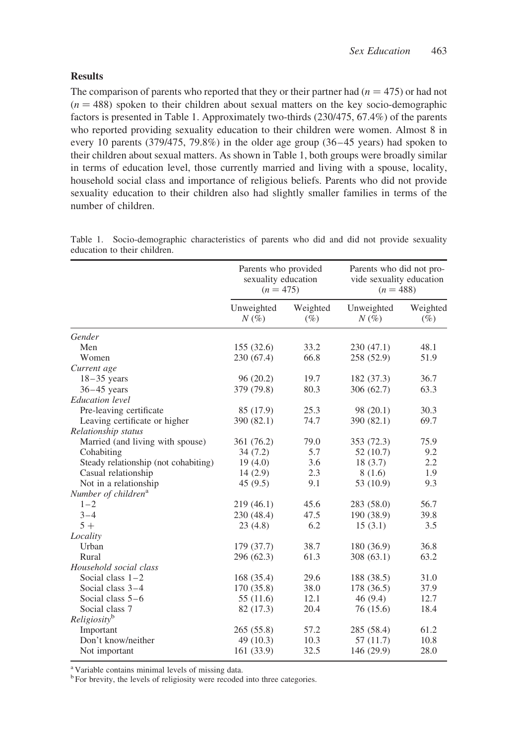## Results

The comparison of parents who reported that they or their partner had ($n = 475$) or had not ($n = 488$) spoken to their children about sexual matters on the key socio-demographic factors is presented in Table 1. Approximately two-thirds (230/475, 67.4%) of the parents who reported providing sexuality education to their children were women. Almost 8 in every 10 parents (379/475, 79.8%) in the older age group (36–45 years) had spoken to their children about sexual matters. As shown in Table 1, both groups were broadly similar in terms of education level, those currently married and living with a spouse, locality, household social class and importance of religious beliefs. Parents who did not provide sexuality education to their children also had slightly smaller families in terms of the number of children.

Table 1. Socio-demographic characteristics of parents who did and did not provide sexuality education to their children.

| | Parents who provided sexuality education ($n = 475$) | | Parents who did not provide sexuality education ($n = 488$) | |
|---|---|---|---|---|
| | Unweighted N (%) | Weighted (%) | Unweighted N (%) | Weighted (%) |
| *Gender* | | | | |
| Men | 155 (32.6) | 33.2 | 230 (47.1) | 48.1 |
| Women | 230 (67.4) | 66.8 | 258 (52.9) | 51.9 |
| *Current age* | | | | |
| 18–35 years | 96 (20.2) | 19.7 | 182 (37.3) | 36.7 |
| 36–45 years | 379 (79.8) | 80.3 | 306 (62.7) | 63.3 |
| *Education level* | | | | |
| Pre-leaving certificate | 85 (17.9) | 25.3 | 98 (20.1) | 30.3 |
| Leaving certificate or higher | 390 (82.1) | 74.7 | 390 (82.1) | 69.7 |
| *Relationship status* | | | | |
| Married (and living with spouse) | 361 (76.2) | 79.0 | 353 (72.3) | 75.9 |
| Cohabiting | 34 (7.2) | 5.7 | 52 (10.7) | 9.2 |
| Steady relationship (not cohabiting) | 19 (4.0) | 3.6 | 18 (3.7) | 2.2 |
| Casual relationship | 14 (2.9) | 2.3 | 8 (1.6) | 1.9 |
| Not in a relationship | 45 (9.5) | 9.1 | 53 (10.9) | 9.3 |
| *Number of children*[a] | | | | |
| 1–2 | 219 (46.1) | 45.6 | 283 (58.0) | 56.7 |
| 3–4 | 230 (48.4) | 47.5 | 190 (38.9) | 39.8 |
| 5 + | 23 (4.8) | 6.2 | 15 (3.1) | 3.5 |
| *Locality* | | | | |
| Urban | 179 (37.7) | 38.7 | 180 (36.9) | 36.8 |
| Rural | 296 (62.3) | 61.3 | 308 (63.1) | 63.2 |
| *Household social class* | | | | |
| Social class 1–2 | 168 (35.4) | 29.6 | 188 (38.5) | 31.0 |
| Social class 3–4 | 170 (35.8) | 38.0 | 178 (36.5) | 37.9 |
| Social class 5–6 | 55 (11.6) | 12.1 | 46 (9.4) | 12.7 |
| Social class 7 | 82 (17.3) | 20.4 | 76 (15.6) | 18.4 |
| *Religiosity*[b] | | | | |
| Important | 265 (55.8) | 57.2 | 285 (58.4) | 61.2 |
| Don't know/neither | 49 (10.3) | 10.3 | 57 (11.7) | 10.8 |
| Not important | 161 (33.9) | 32.5 | 146 (29.9) | 28.0 |

[a] Variable contains minimal levels of missing data.
[b] For brevity, the levels of religiosity were recoded into three categories.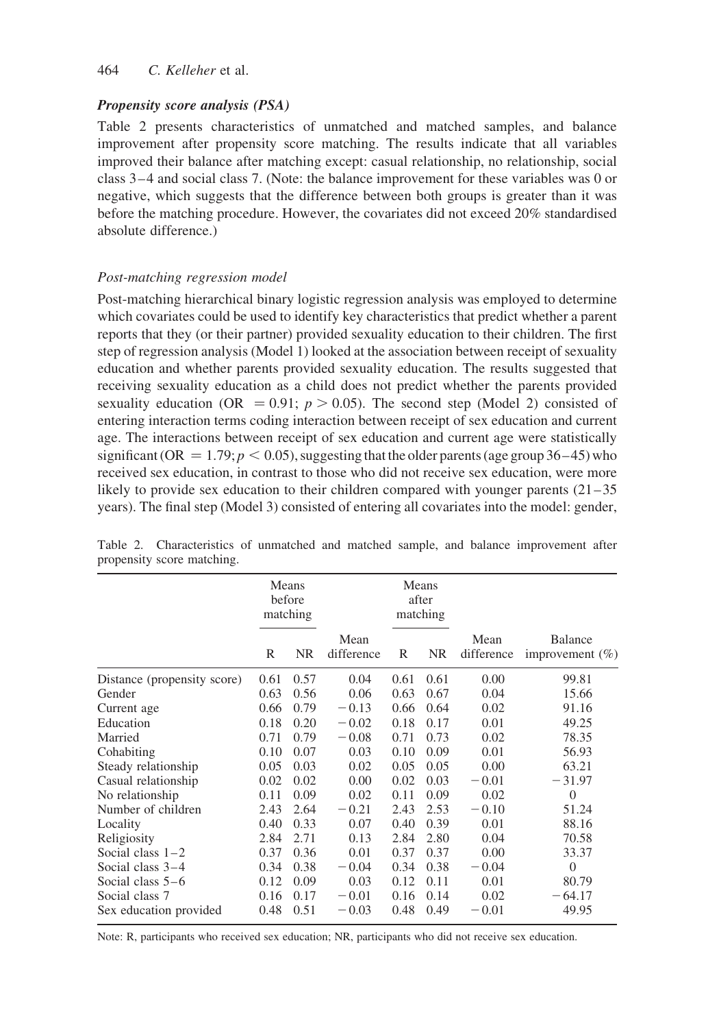### *Propensity score analysis (PSA)*

Table 2 presents characteristics of unmatched and matched samples, and balance improvement after propensity score matching. The results indicate that all variables improved their balance after matching except: casual relationship, no relationship, social class 3–4 and social class 7. (Note: the balance improvement for these variables was 0 or negative, which suggests that the difference between both groups is greater than it was before the matching procedure. However, the covariates did not exceed 20% standardised absolute difference.)

#### *Post-matching regression model*

Post-matching hierarchical binary logistic regression analysis was employed to determine which covariates could be used to identify key characteristics that predict whether a parent reports that they (or their partner) provided sexuality education to their children. The first step of regression analysis (Model 1) looked at the association between receipt of sexuality education and whether parents provided sexuality education. The results suggested that receiving sexuality education as a child does not predict whether the parents provided sexuality education ($OR = 0.91$; $p > 0.05$). The second step (Model 2) consisted of entering interaction terms coding interaction between receipt of sex education and current age. The interactions between receipt of sex education and current age were statistically significant ($OR = 1.79$; $p < 0.05$), suggesting that the older parents (age group 36–45) who received sex education, in contrast to those who did not receive sex education, were more likely to provide sex education to their children compared with younger parents (21–35 years). The final step (Model 3) consisted of entering all covariates into the model: gender,

Table 2. Characteristics of unmatched and matched sample, and balance improvement after propensity score matching.

| | Means before matching | | | Means after matching | | | |
|---|---|---|---|---|---|---|---|
| | R | NR | Mean difference | R | NR | Mean difference | Balance improvement (%) |
| Distance (propensity score) | 0.61 | 0.57 | 0.04 | 0.61 | 0.61 | 0.00 | 99.81 |
| Gender | 0.63 | 0.56 | 0.06 | 0.63 | 0.67 | 0.04 | 15.66 |
| Current age | 0.66 | 0.79 | −0.13 | 0.66 | 0.64 | 0.02 | 91.16 |
| Education | 0.18 | 0.20 | −0.02 | 0.18 | 0.17 | 0.01 | 49.25 |
| Married | 0.71 | 0.79 | −0.08 | 0.71 | 0.73 | 0.02 | 78.35 |
| Cohabiting | 0.10 | 0.07 | 0.03 | 0.10 | 0.09 | 0.01 | 56.93 |
| Steady relationship | 0.05 | 0.03 | 0.02 | 0.05 | 0.05 | 0.00 | 63.21 |
| Casual relationship | 0.02 | 0.02 | 0.00 | 0.02 | 0.03 | −0.01 | −31.97 |
| No relationship | 0.11 | 0.09 | 0.02 | 0.11 | 0.09 | 0.02 | 0 |
| Number of children | 2.43 | 2.64 | −0.21 | 2.43 | 2.53 | −0.10 | 51.24 |
| Locality | 0.40 | 0.33 | 0.07 | 0.40 | 0.39 | 0.01 | 88.16 |
| Religiosity | 2.84 | 2.71 | 0.13 | 2.84 | 2.80 | 0.04 | 70.58 |
| Social class 1–2 | 0.37 | 0.36 | 0.01 | 0.37 | 0.37 | 0.00 | 33.37 |
| Social class 3–4 | 0.34 | 0.38 | −0.04 | 0.34 | 0.38 | −0.04 | 0 |
| Social class 5–6 | 0.12 | 0.09 | 0.03 | 0.12 | 0.11 | 0.01 | 80.79 |
| Social class 7 | 0.16 | 0.17 | −0.01 | 0.16 | 0.14 | 0.02 | −64.17 |
| Sex education provided | 0.48 | 0.51 | −0.03 | 0.48 | 0.49 | −0.01 | 49.95 |

Note: R, participants who received sex education; NR, participants who did not receive sex education.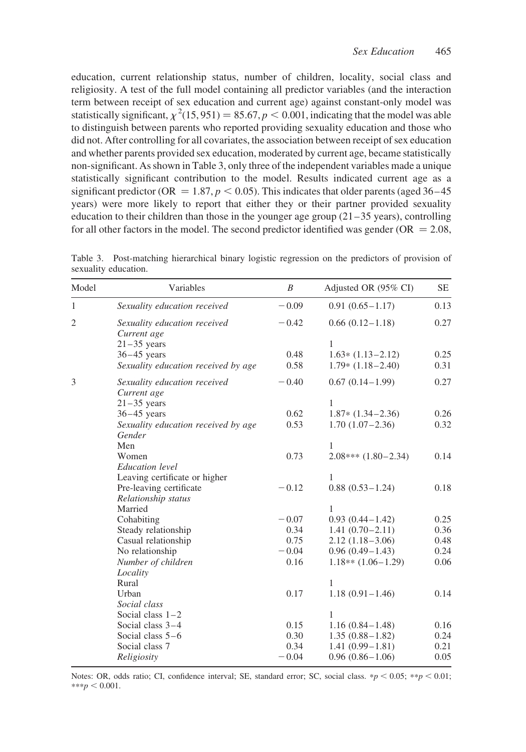education, current relationship status, number of children, locality, social class and religiosity. A test of the full model containing all predictor variables (and the interaction term between receipt of sex education and current age) against constant-only model was statistically significant, $\chi^2(15, 951) = 85.67, p < 0.001$, indicating that the model was able to distinguish between parents who reported providing sexuality education and those who did not. After controlling for all covariates, the association between receipt of sex education and whether parents provided sex education, moderated by current age, became statistically non-significant. As shown in Table 3, only three of the independent variables made a unique statistically significant contribution to the model. Results indicated current age as a significant predictor ($\mathrm{OR} = 1.87, p < 0.05$). This indicates that older parents (aged 36–45 years) were more likely to report that either they or their partner provided sexuality education to their children than those in the younger age group (21–35 years), controlling for all other factors in the model. The second predictor identified was gender ($\mathrm{OR} = 2.08$,

Table 3. Post-matching hierarchical binary logistic regression on the predictors of provision of sexuality education.

| Model | Variables | $B$ | Adjusted OR (95% CI) | SE |
|---|---|---|---|---|
| 1 | *Sexuality education received* | −0.09 | 0.91 (0.65–1.17) | 0.13 |
| 2 | *Sexuality education received* | −0.42 | 0.66 (0.12–1.18) | 0.27 |
| | *Current age* | | | |
| | 21–35 years | | 1 | |
| | 36–45 years | 0.48 | 1.63* (1.13–2.12) | 0.25 |
| | *Sexuality education received by age* | 0.58 | 1.79* (1.18–2.40) | 0.31 |
| 3 | *Sexuality education received* | −0.40 | 0.67 (0.14–1.99) | 0.27 |
| | *Current age* | | | |
| | 21–35 years | | 1 | |
| | 36–45 years | 0.62 | 1.87* (1.34–2.36) | 0.26 |
| | *Sexuality education received by age* | 0.53 | 1.70 (1.07–2.36) | 0.32 |
| | *Gender* | | | |
| | Men | | 1 | |
| | Women | 0.73 | 2.08*** (1.80–2.34) | 0.14 |
| | *Education level* | | | |
| | Leaving certificate or higher | | 1 | |
| | Pre-leaving certificate | −0.12 | 0.88 (0.53–1.24) | 0.18 |
| | *Relationship status* | | | |
| | Married | | 1 | |
| | Cohabiting | −0.07 | 0.93 (0.44–1.42) | 0.25 |
| | Steady relationship | 0.34 | 1.41 (0.70–2.11) | 0.36 |
| | Casual relationship | 0.75 | 2.12 (1.18–3.06) | 0.48 |
| | No relationship | −0.04 | 0.96 (0.49–1.43) | 0.24 |
| | *Number of children* | 0.16 | 1.18** (1.06–1.29) | 0.06 |
| | *Locality* | | | |
| | Rural | | 1 | |
| | Urban | 0.17 | 1.18 (0.91–1.46) | 0.14 |
| | *Social class* | | | |
| | Social class 1–2 | | 1 | |
| | Social class 3–4 | 0.15 | 1.16 (0.84–1.48) | 0.16 |
| | Social class 5–6 | 0.30 | 1.35 (0.88–1.82) | 0.24 |
| | Social class 7 | 0.34 | 1.41 (0.99–1.81) | 0.21 |
| | *Religiosity* | −0.04 | 0.96 (0.86–1.06) | 0.05 |

Notes: OR, odds ratio; CI, confidence interval; SE, standard error; SC, social class. $*p < 0.05$; $**p < 0.01$; $***p < 0.001$.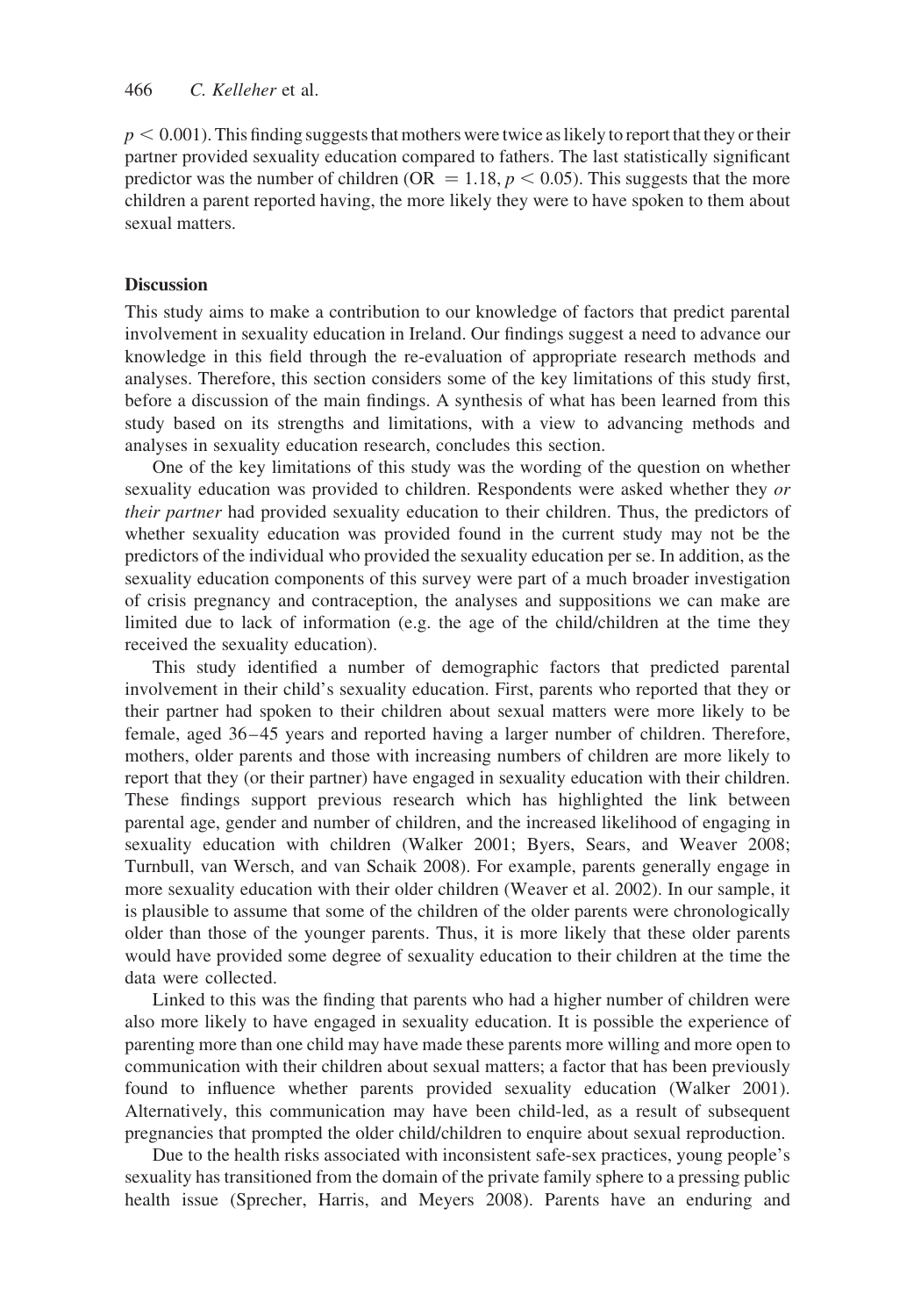$p < 0.001$). This finding suggests that mothers were twice as likely to report that they or their partner provided sexuality education compared to fathers. The last statistically significant predictor was the number of children (OR $= 1.18$, $p < 0.05$). This suggests that the more children a parent reported having, the more likely they were to have spoken to them about sexual matters.

## Discussion

This study aims to make a contribution to our knowledge of factors that predict parental involvement in sexuality education in Ireland. Our findings suggest a need to advance our knowledge in this field through the re-evaluation of appropriate research methods and analyses. Therefore, this section considers some of the key limitations of this study first, before a discussion of the main findings. A synthesis of what has been learned from this study based on its strengths and limitations, with a view to advancing methods and analyses in sexuality education research, concludes this section.

One of the key limitations of this study was the wording of the question on whether sexuality education was provided to children. Respondents were asked whether they *or their partner* had provided sexuality education to their children. Thus, the predictors of whether sexuality education was provided found in the current study may not be the predictors of the individual who provided the sexuality education per se. In addition, as the sexuality education components of this survey were part of a much broader investigation of crisis pregnancy and contraception, the analyses and suppositions we can make are limited due to lack of information (e.g. the age of the child/children at the time they received the sexuality education).

This study identified a number of demographic factors that predicted parental involvement in their child's sexuality education. First, parents who reported that they or their partner had spoken to their children about sexual matters were more likely to be female, aged 36–45 years and reported having a larger number of children. Therefore, mothers, older parents and those with increasing numbers of children are more likely to report that they (or their partner) have engaged in sexuality education with their children. These findings support previous research which has highlighted the link between parental age, gender and number of children, and the increased likelihood of engaging in sexuality education with children (Walker 2001; Byers, Sears, and Weaver 2008; Turnbull, van Wersch, and van Schaik 2008). For example, parents generally engage in more sexuality education with their older children (Weaver et al. 2002). In our sample, it is plausible to assume that some of the children of the older parents were chronologically older than those of the younger parents. Thus, it is more likely that these older parents would have provided some degree of sexuality education to their children at the time the data were collected.

Linked to this was the finding that parents who had a higher number of children were also more likely to have engaged in sexuality education. It is possible the experience of parenting more than one child may have made these parents more willing and more open to communication with their children about sexual matters; a factor that has been previously found to influence whether parents provided sexuality education (Walker 2001). Alternatively, this communication may have been child-led, as a result of subsequent pregnancies that prompted the older child/children to enquire about sexual reproduction.

Due to the health risks associated with inconsistent safe-sex practices, young people's sexuality has transitioned from the domain of the private family sphere to a pressing public health issue (Sprecher, Harris, and Meyers 2008). Parents have an enduring and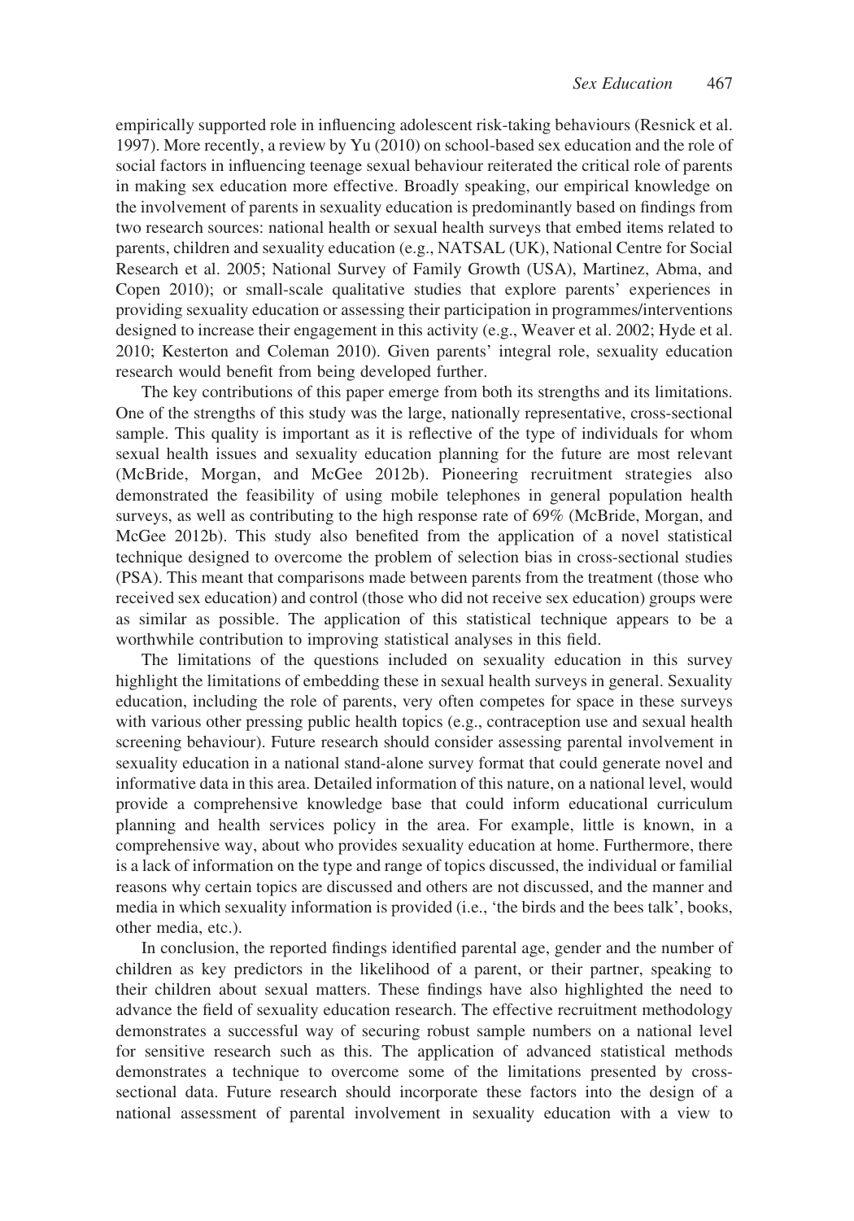empirically supported role in influencing adolescent risk-taking behaviours (Resnick et al. 1997). More recently, a review by Yu (2010) on school-based sex education and the role of social factors in influencing teenage sexual behaviour reiterated the critical role of parents in making sex education more effective. Broadly speaking, our empirical knowledge on the involvement of parents in sexuality education is predominantly based on findings from two research sources: national health or sexual health surveys that embed items related to parents, children and sexuality education (e.g., NATSAL (UK), National Centre for Social Research et al. 2005; National Survey of Family Growth (USA), Martinez, Abma, and Copen 2010); or small-scale qualitative studies that explore parents' experiences in providing sexuality education or assessing their participation in programmes/interventions designed to increase their engagement in this activity (e.g., Weaver et al. 2002; Hyde et al. 2010; Kesterton and Coleman 2010). Given parents' integral role, sexuality education research would benefit from being developed further.

The key contributions of this paper emerge from both its strengths and its limitations. One of the strengths of this study was the large, nationally representative, cross-sectional sample. This quality is important as it is reflective of the type of individuals for whom sexual health issues and sexuality education planning for the future are most relevant (McBride, Morgan, and McGee 2012b). Pioneering recruitment strategies also demonstrated the feasibility of using mobile telephones in general population health surveys, as well as contributing to the high response rate of 69% (McBride, Morgan, and McGee 2012b). This study also benefited from the application of a novel statistical technique designed to overcome the problem of selection bias in cross-sectional studies (PSA). This meant that comparisons made between parents from the treatment (those who received sex education) and control (those who did not receive sex education) groups were as similar as possible. The application of this statistical technique appears to be a worthwhile contribution to improving statistical analyses in this field.

The limitations of the questions included on sexuality education in this survey highlight the limitations of embedding these in sexual health surveys in general. Sexuality education, including the role of parents, very often competes for space in these surveys with various other pressing public health topics (e.g., contraception use and sexual health screening behaviour). Future research should consider assessing parental involvement in sexuality education in a national stand-alone survey format that could generate novel and informative data in this area. Detailed information of this nature, on a national level, would provide a comprehensive knowledge base that could inform educational curriculum planning and health services policy in the area. For example, little is known, in a comprehensive way, about who provides sexuality education at home. Furthermore, there is a lack of information on the type and range of topics discussed, the individual or familial reasons why certain topics are discussed and others are not discussed, and the manner and media in which sexuality information is provided (i.e., 'the birds and the bees talk', books, other media, etc.).

In conclusion, the reported findings identified parental age, gender and the number of children as key predictors in the likelihood of a parent, or their partner, speaking to their children about sexual matters. These findings have also highlighted the need to advance the field of sexuality education research. The effective recruitment methodology demonstrates a successful way of securing robust sample numbers on a national level for sensitive research such as this. The application of advanced statistical methods demonstrates a technique to overcome some of the limitations presented by cross-sectional data. Future research should incorporate these factors into the design of a national assessment of parental involvement in sexuality education with a view to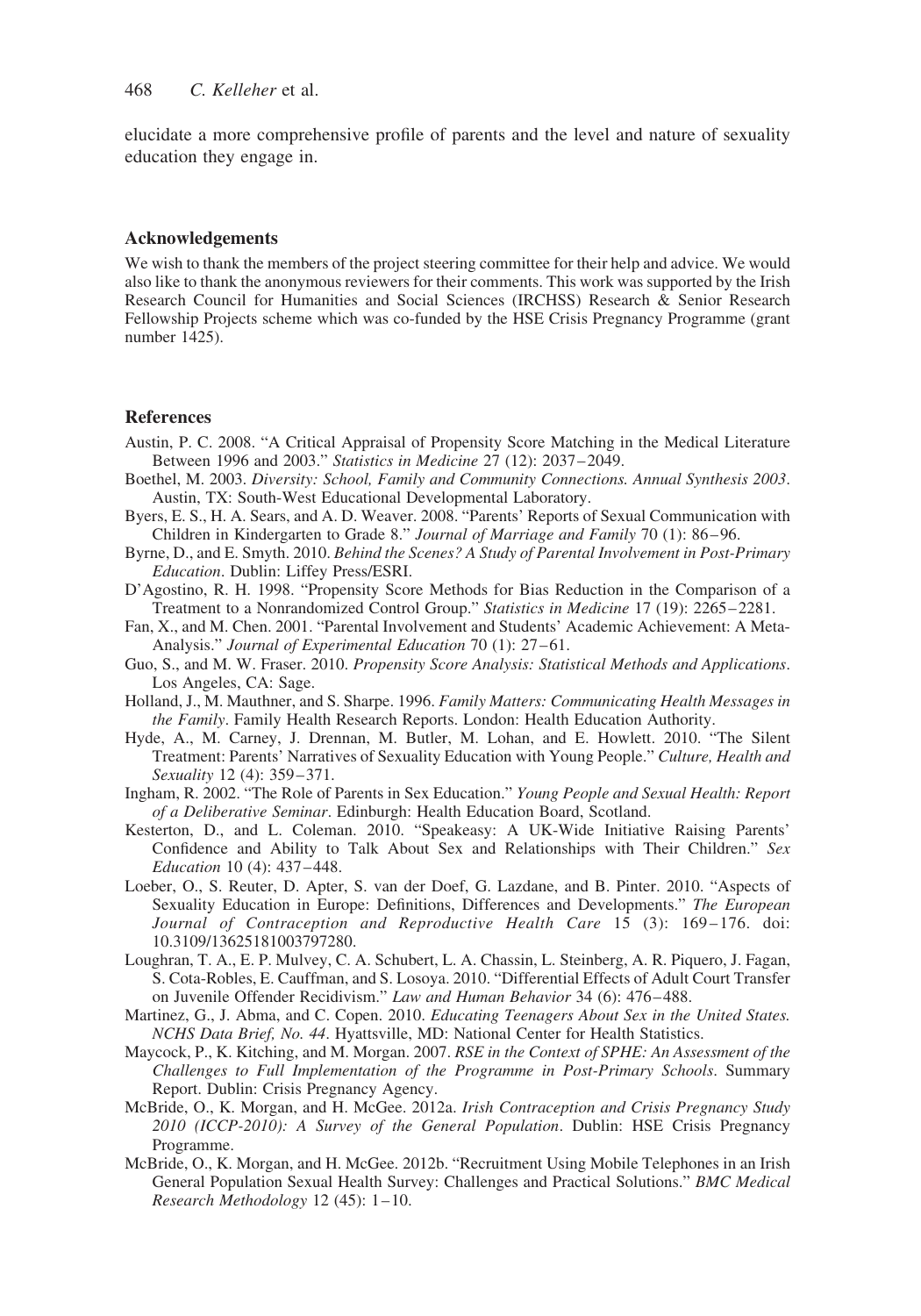elucidate a more comprehensive profile of parents and the level and nature of sexuality education they engage in.

## Acknowledgements

We wish to thank the members of the project steering committee for their help and advice. We would also like to thank the anonymous reviewers for their comments. This work was supported by the Irish Research Council for Humanities and Social Sciences (IRCHSS) Research & Senior Research Fellowship Projects scheme which was co-funded by the HSE Crisis Pregnancy Programme (grant number 1425).

## References

Austin, P. C. 2008. "A Critical Appraisal of Propensity Score Matching in the Medical Literature Between 1996 and 2003." *Statistics in Medicine* 27 (12): 2037–2049.

Boethel, M. 2003. *Diversity: School, Family and Community Connections. Annual Synthesis 2003*. Austin, TX: South-West Educational Developmental Laboratory.

Byers, E. S., H. A. Sears, and A. D. Weaver. 2008. "Parents' Reports of Sexual Communication with Children in Kindergarten to Grade 8." *Journal of Marriage and Family* 70 (1): 86–96.

Byrne, D., and E. Smyth. 2010. *Behind the Scenes? A Study of Parental Involvement in Post-Primary Education*. Dublin: Liffey Press/ESRI.

D'Agostino, R. H. 1998. "Propensity Score Methods for Bias Reduction in the Comparison of a Treatment to a Nonrandomized Control Group." *Statistics in Medicine* 17 (19): 2265–2281.

Fan, X., and M. Chen. 2001. "Parental Involvement and Students' Academic Achievement: A Meta-Analysis." *Journal of Experimental Education* 70 (1): 27–61.

Guo, S., and M. W. Fraser. 2010. *Propensity Score Analysis: Statistical Methods and Applications*. Los Angeles, CA: Sage.

Holland, J., M. Mauthner, and S. Sharpe. 1996. *Family Matters: Communicating Health Messages in the Family*. Family Health Research Reports. London: Health Education Authority.

Hyde, A., M. Carney, J. Drennan, M. Butler, M. Lohan, and E. Howlett. 2010. "The Silent Treatment: Parents' Narratives of Sexuality Education with Young People." *Culture, Health and Sexuality* 12 (4): 359–371.

Ingham, R. 2002. "The Role of Parents in Sex Education." *Young People and Sexual Health: Report of a Deliberative Seminar*. Edinburgh: Health Education Board, Scotland.

Kesterton, D., and L. Coleman. 2010. "Speakeasy: A UK-Wide Initiative Raising Parents' Confidence and Ability to Talk About Sex and Relationships with Their Children." *Sex Education* 10 (4): 437–448.

Loeber, O., S. Reuter, D. Apter, S. van der Doef, G. Lazdane, and B. Pinter. 2010. "Aspects of Sexuality Education in Europe: Definitions, Differences and Developments." *The European Journal of Contraception and Reproductive Health Care* 15 (3): 169–176. doi: 10.3109/13625181003797280.

Loughran, T. A., E. P. Mulvey, C. A. Schubert, L. A. Chassin, L. Steinberg, A. R. Piquero, J. Fagan, S. Cota-Robles, E. Cauffman, and S. Losoya. 2010. "Differential Effects of Adult Court Transfer on Juvenile Offender Recidivism." *Law and Human Behavior* 34 (6): 476–488.

Martinez, G., J. Abma, and C. Copen. 2010. *Educating Teenagers About Sex in the United States. NCHS Data Brief, No. 44*. Hyattsville, MD: National Center for Health Statistics.

Maycock, P., K. Kitching, and M. Morgan. 2007. *RSE in the Context of SPHE: An Assessment of the Challenges to Full Implementation of the Programme in Post-Primary Schools*. Summary Report. Dublin: Crisis Pregnancy Agency.

McBride, O., K. Morgan, and H. McGee. 2012a. *Irish Contraception and Crisis Pregnancy Study 2010 (ICCP-2010): A Survey of the General Population*. Dublin: HSE Crisis Pregnancy Programme.

McBride, O., K. Morgan, and H. McGee. 2012b. "Recruitment Using Mobile Telephones in an Irish General Population Sexual Health Survey: Challenges and Practical Solutions." *BMC Medical Research Methodology* 12 (45): 1–10.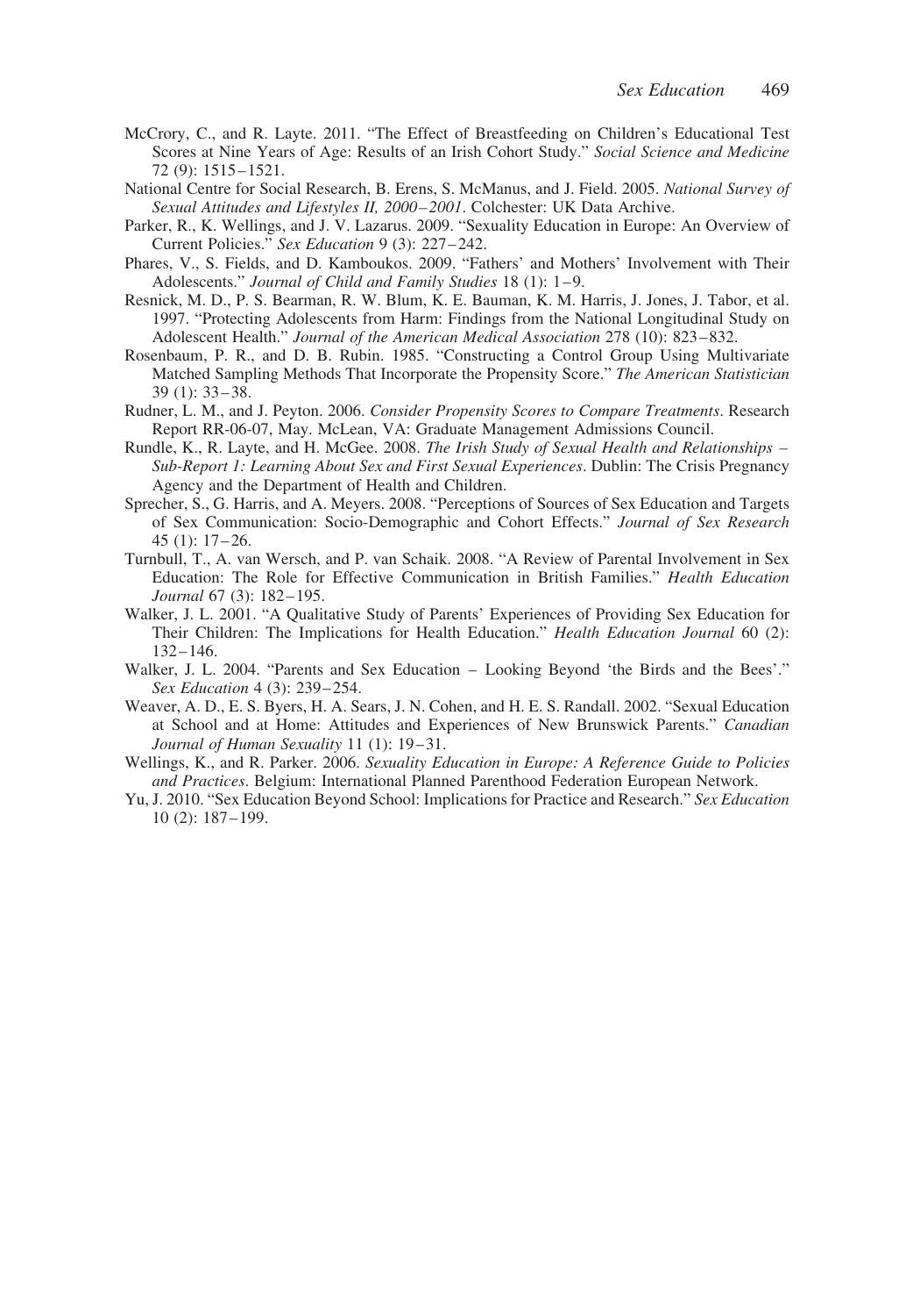McCrory, C., and R. Layte. 2011. "The Effect of Breastfeeding on Children's Educational Test Scores at Nine Years of Age: Results of an Irish Cohort Study." *Social Science and Medicine* 72 (9): 1515–1521.

National Centre for Social Research, B. Erens, S. McManus, and J. Field. 2005. *National Survey of Sexual Attitudes and Lifestyles II, 2000–2001*. Colchester: UK Data Archive.

Parker, R., K. Wellings, and J. V. Lazarus. 2009. "Sexuality Education in Europe: An Overview of Current Policies." *Sex Education* 9 (3): 227–242.

Phares, V., S. Fields, and D. Kamboukos. 2009. "Fathers' and Mothers' Involvement with Their Adolescents." *Journal of Child and Family Studies* 18 (1): 1–9.

Resnick, M. D., P. S. Bearman, R. W. Blum, K. E. Bauman, K. M. Harris, J. Jones, J. Tabor, et al. 1997. "Protecting Adolescents from Harm: Findings from the National Longitudinal Study on Adolescent Health." *Journal of the American Medical Association* 278 (10): 823–832.

Rosenbaum, P. R., and D. B. Rubin. 1985. "Constructing a Control Group Using Multivariate Matched Sampling Methods That Incorporate the Propensity Score." *The American Statistician* 39 (1): 33–38.

Rudner, L. M., and J. Peyton. 2006. *Consider Propensity Scores to Compare Treatments*. Research Report RR-06-07, May. McLean, VA: Graduate Management Admissions Council.

Rundle, K., R. Layte, and H. McGee. 2008. *The Irish Study of Sexual Health and Relationships – Sub-Report 1: Learning About Sex and First Sexual Experiences*. Dublin: The Crisis Pregnancy Agency and the Department of Health and Children.

Sprecher, S., G. Harris, and A. Meyers. 2008. "Perceptions of Sources of Sex Education and Targets of Sex Communication: Socio-Demographic and Cohort Effects." *Journal of Sex Research* 45 (1): 17–26.

Turnbull, T., A. van Wersch, and P. van Schaik. 2008. "A Review of Parental Involvement in Sex Education: The Role for Effective Communication in British Families." *Health Education Journal* 67 (3): 182–195.

Walker, J. L. 2001. "A Qualitative Study of Parents' Experiences of Providing Sex Education for Their Children: The Implications for Health Education." *Health Education Journal* 60 (2): 132–146.

Walker, J. L. 2004. "Parents and Sex Education – Looking Beyond 'the Birds and the Bees'." *Sex Education* 4 (3): 239–254.

Weaver, A. D., E. S. Byers, H. A. Sears, J. N. Cohen, and H. E. S. Randall. 2002. "Sexual Education at School and at Home: Attitudes and Experiences of New Brunswick Parents." *Canadian Journal of Human Sexuality* 11 (1): 19–31.

Wellings, K., and R. Parker. 2006. *Sexuality Education in Europe: A Reference Guide to Policies and Practices*. Belgium: International Planned Parenthood Federation European Network.

Yu, J. 2010. "Sex Education Beyond School: Implications for Practice and Research." *Sex Education* 10 (2): 187–199.